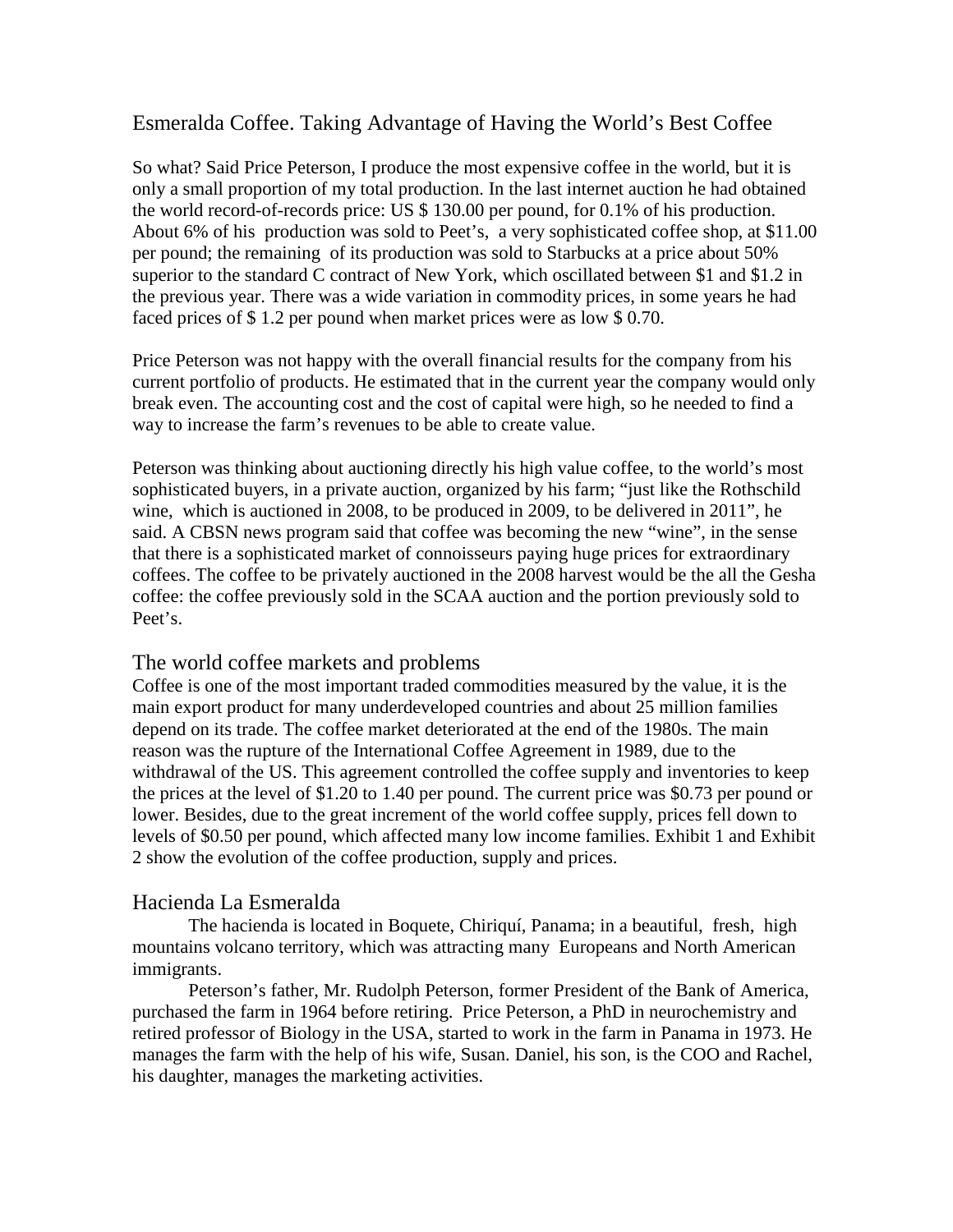# Esmeralda Coffee. Taking Advantage of Having the World's Best Coffee

So what? Said Price Peterson, I produce the most expensive coffee in the world, but it is only a small proportion of my total production. In the last internet auction he had obtained the world record-of-records price: US $ 130.00 per pound, for 0.1% of his production. About 6% of his production was sold to Peet's, a very sophisticated coffee shop, at $11.00 per pound; the remaining of its production was sold to Starbucks at a price about 50% superior to the standard C contract of New York, which oscillated between $1 and $1.2 in the previous year. There was a wide variation in commodity prices, in some years he had faced prices of $ 1.2 per pound when market prices were as low $ 0.70.

Price Peterson was not happy with the overall financial results for the company from his current portfolio of products. He estimated that in the current year the company would only break even. The accounting cost and the cost of capital were high, so he needed to find a way to increase the farm's revenues to be able to create value.

Peterson was thinking about auctioning directly his high value coffee, to the world's most sophisticated buyers, in a private auction, organized by his farm; "just like the Rothschild wine, which is auctioned in 2008, to be produced in 2009, to be delivered in 2011", he said. A CBSN news program said that coffee was becoming the new "wine", in the sense that there is a sophisticated market of connoisseurs paying huge prices for extraordinary coffees. The coffee to be privately auctioned in the 2008 harvest would be the all the Gesha coffee: the coffee previously sold in the SCAA auction and the portion previously sold to Peet's.

## The world coffee markets and problems

Coffee is one of the most important traded commodities measured by the value, it is the main export product for many underdeveloped countries and about 25 million families depend on its trade. The coffee market deteriorated at the end of the 1980s. The main reason was the rupture of the International Coffee Agreement in 1989, due to the withdrawal of the US. This agreement controlled the coffee supply and inventories to keep the prices at the level of $1.20 to 1.40 per pound. The current price was $0.73 per pound or lower. Besides, due to the great increment of the world coffee supply, prices fell down to levels of $0.50 per pound, which affected many low income families. Exhibit 1 and Exhibit 2 show the evolution of the coffee production, supply and prices.

## Hacienda La Esmeralda

The hacienda is located in Boquete, Chiriquí, Panama; in a beautiful, fresh, high mountains volcano territory, which was attracting many Europeans and North American immigrants.

Peterson's father, Mr. Rudolph Peterson, former President of the Bank of America, purchased the farm in 1964 before retiring. Price Peterson, a PhD in neurochemistry and retired professor of Biology in the USA, started to work in the farm in Panama in 1973. He manages the farm with the help of his wife, Susan. Daniel, his son, is the COO and Rachel, his daughter, manages the marketing activities.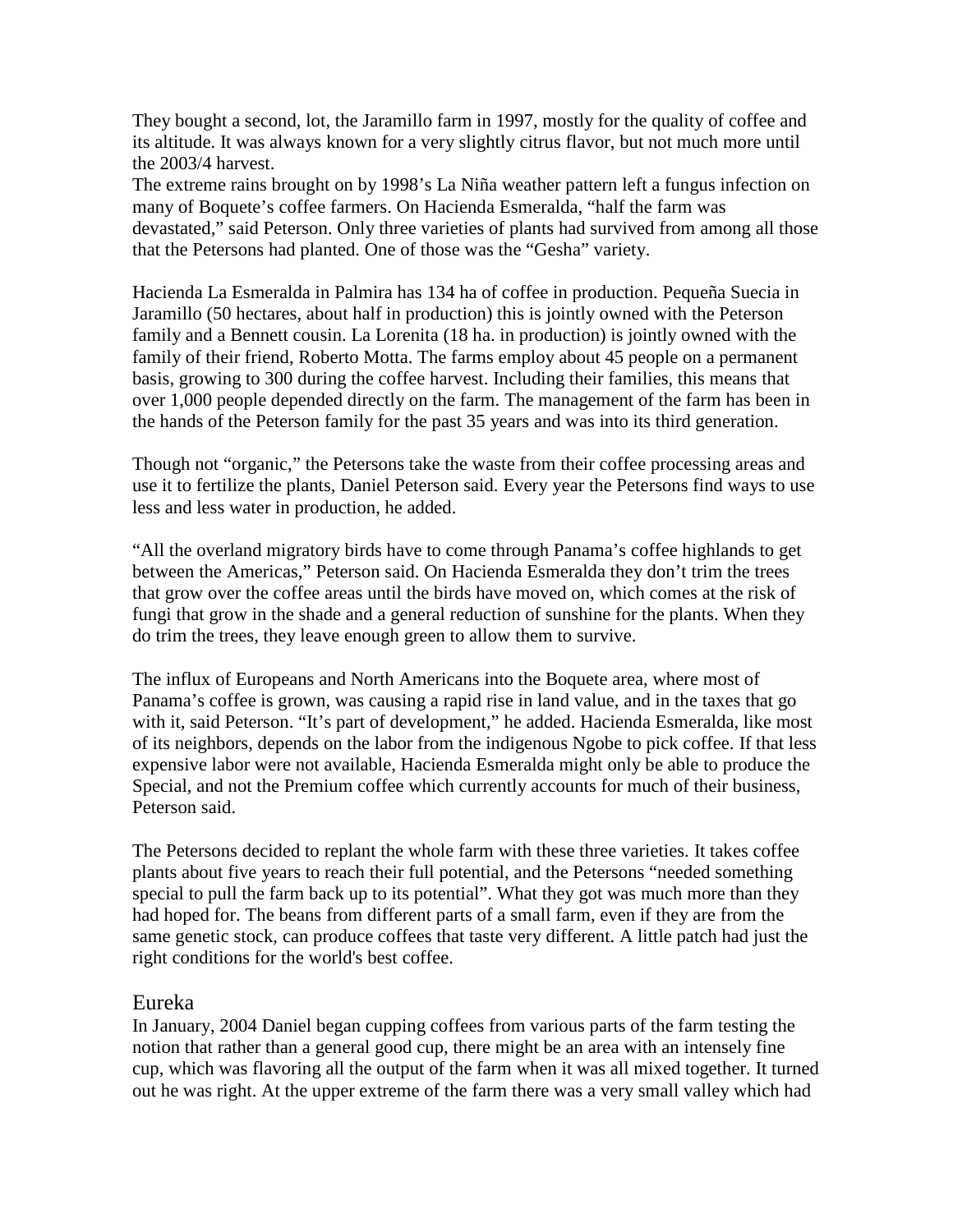They bought a second, lot, the Jaramillo farm in 1997, mostly for the quality of coffee and its altitude. It was always known for a very slightly citrus flavor, but not much more until the 2003/4 harvest.
The extreme rains brought on by 1998's La Niña weather pattern left a fungus infection on many of Boquete's coffee farmers. On Hacienda Esmeralda, "half the farm was devastated," said Peterson. Only three varieties of plants had survived from among all those that the Petersons had planted. One of those was the "Gesha" variety.

Hacienda La Esmeralda in Palmira has 134 ha of coffee in production. Pequeña Suecia in Jaramillo (50 hectares, about half in production) this is jointly owned with the Peterson family and a Bennett cousin. La Lorenita (18 ha. in production) is jointly owned with the family of their friend, Roberto Motta. The farms employ about 45 people on a permanent basis, growing to 300 during the coffee harvest. Including their families, this means that over 1,000 people depended directly on the farm. The management of the farm has been in the hands of the Peterson family for the past 35 years and was into its third generation.

Though not "organic," the Petersons take the waste from their coffee processing areas and use it to fertilize the plants, Daniel Peterson said. Every year the Petersons find ways to use less and less water in production, he added.

"All the overland migratory birds have to come through Panama's coffee highlands to get between the Americas," Peterson said. On Hacienda Esmeralda they don't trim the trees that grow over the coffee areas until the birds have moved on, which comes at the risk of fungi that grow in the shade and a general reduction of sunshine for the plants. When they do trim the trees, they leave enough green to allow them to survive.

The influx of Europeans and North Americans into the Boquete area, where most of Panama's coffee is grown, was causing a rapid rise in land value, and in the taxes that go with it, said Peterson. "It's part of development," he added. Hacienda Esmeralda, like most of its neighbors, depends on the labor from the indigenous Ngobe to pick coffee. If that less expensive labor were not available, Hacienda Esmeralda might only be able to produce the Special, and not the Premium coffee which currently accounts for much of their business, Peterson said.

The Petersons decided to replant the whole farm with these three varieties. It takes coffee plants about five years to reach their full potential, and the Petersons "needed something special to pull the farm back up to its potential". What they got was much more than they had hoped for. The beans from different parts of a small farm, even if they are from the same genetic stock, can produce coffees that taste very different. A little patch had just the right conditions for the world's best coffee.

## Eureka

In January, 2004 Daniel began cupping coffees from various parts of the farm testing the notion that rather than a general good cup, there might be an area with an intensely fine cup, which was flavoring all the output of the farm when it was all mixed together. It turned out he was right. At the upper extreme of the farm there was a very small valley which had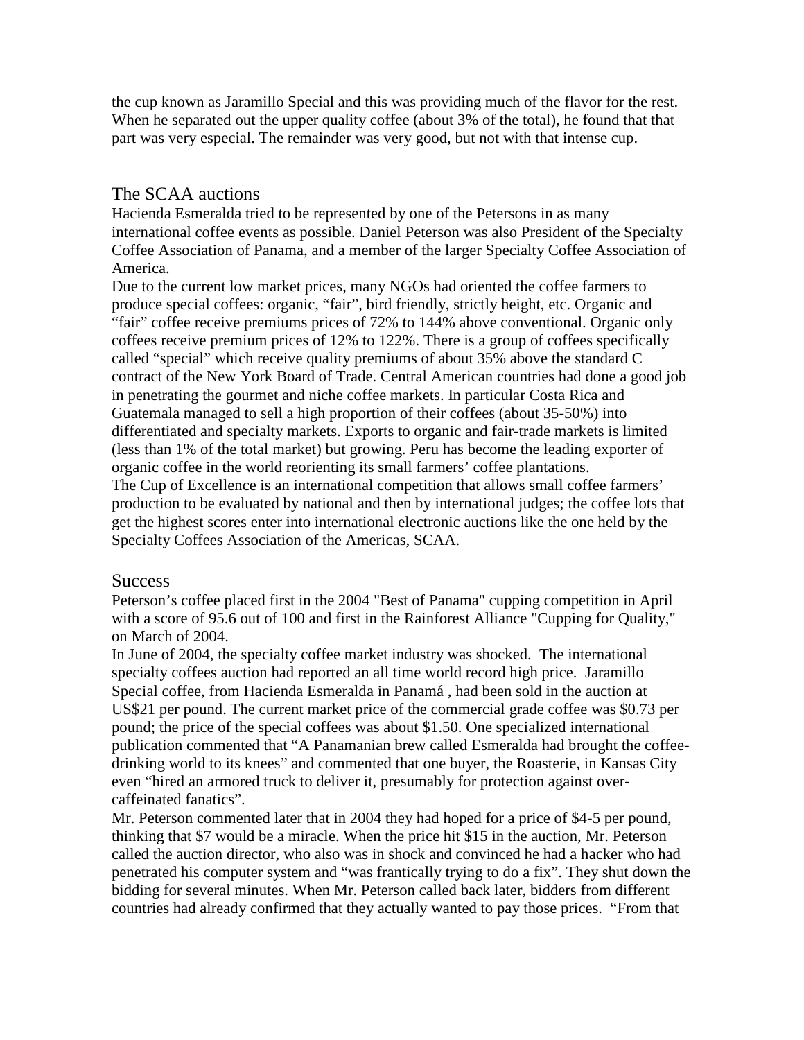the cup known as Jaramillo Special and this was providing much of the flavor for the rest. When he separated out the upper quality coffee (about 3% of the total), he found that that part was very especial. The remainder was very good, but not with that intense cup.

## The SCAA auctions

Hacienda Esmeralda tried to be represented by one of the Petersons in as many international coffee events as possible. Daniel Peterson was also President of the Specialty Coffee Association of Panama, and a member of the larger Specialty Coffee Association of America.

Due to the current low market prices, many NGOs had oriented the coffee farmers to produce special coffees: organic, "fair", bird friendly, strictly height, etc. Organic and "fair" coffee receive premiums prices of 72% to 144% above conventional. Organic only coffees receive premium prices of 12% to 122%. There is a group of coffees specifically called "special" which receive quality premiums of about 35% above the standard C contract of the New York Board of Trade. Central American countries had done a good job in penetrating the gourmet and niche coffee markets. In particular Costa Rica and Guatemala managed to sell a high proportion of their coffees (about 35-50%) into differentiated and specialty markets. Exports to organic and fair-trade markets is limited (less than 1% of the total market) but growing. Peru has become the leading exporter of organic coffee in the world reorienting its small farmers' coffee plantations.

The Cup of Excellence is an international competition that allows small coffee farmers' production to be evaluated by national and then by international judges; the coffee lots that get the highest scores enter into international electronic auctions like the one held by the Specialty Coffees Association of the Americas, SCAA.

## Success

Peterson's coffee placed first in the 2004 "Best of Panama" cupping competition in April with a score of 95.6 out of 100 and first in the Rainforest Alliance "Cupping for Quality," on March of 2004.

In June of 2004, the specialty coffee market industry was shocked. The international specialty coffees auction had reported an all time world record high price. Jaramillo Special coffee, from Hacienda Esmeralda in Panamá , had been sold in the auction at US$21 per pound. The current market price of the commercial grade coffee was $0.73 per pound; the price of the special coffees was about $1.50. One specialized international publication commented that "A Panamanian brew called Esmeralda had brought the coffee-drinking world to its knees" and commented that one buyer, the Roasterie, in Kansas City even "hired an armored truck to deliver it, presumably for protection against over-caffeinated fanatics".

Mr. Peterson commented later that in 2004 they had hoped for a price of $4-5 per pound, thinking that $7 would be a miracle. When the price hit $15 in the auction, Mr. Peterson called the auction director, who also was in shock and convinced he had a hacker who had penetrated his computer system and "was frantically trying to do a fix". They shut down the bidding for several minutes. When Mr. Peterson called back later, bidders from different countries had already confirmed that they actually wanted to pay those prices. "From that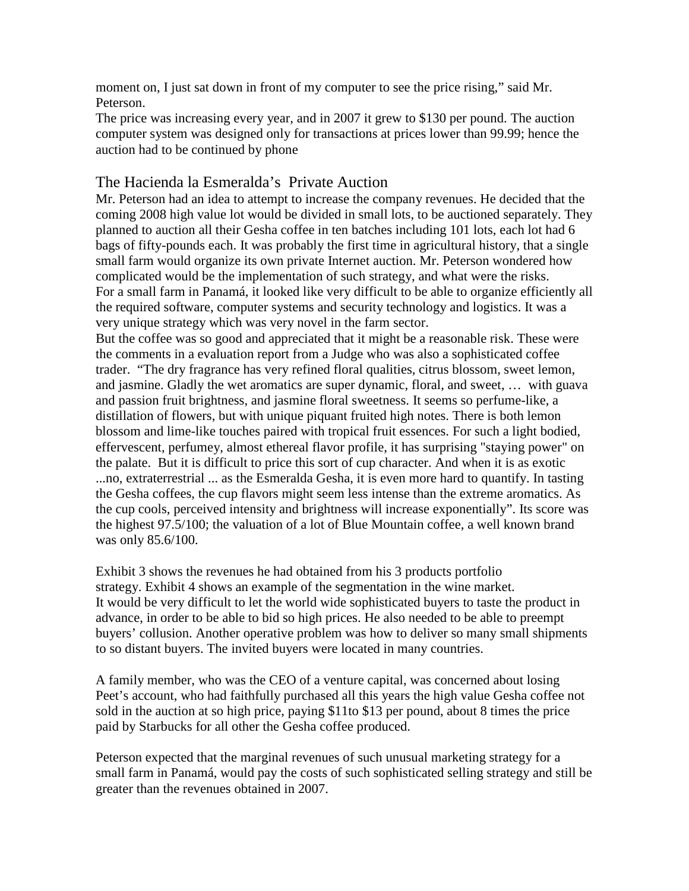moment on, I just sat down in front of my computer to see the price rising," said Mr. Peterson.
The price was increasing every year, and in 2007 it grew to $130 per pound. The auction computer system was designed only for transactions at prices lower than 99.99; hence the auction had to be continued by phone

## The Hacienda la Esmeralda's Private Auction

Mr. Peterson had an idea to attempt to increase the company revenues. He decided that the coming 2008 high value lot would be divided in small lots, to be auctioned separately. They planned to auction all their Gesha coffee in ten batches including 101 lots, each lot had 6 bags of fifty-pounds each. It was probably the first time in agricultural history, that a single small farm would organize its own private Internet auction. Mr. Peterson wondered how complicated would be the implementation of such strategy, and what were the risks.
For a small farm in Panamá, it looked like very difficult to be able to organize efficiently all the required software, computer systems and security technology and logistics. It was a very unique strategy which was very novel in the farm sector.
But the coffee was so good and appreciated that it might be a reasonable risk. These were the comments in a evaluation report from a Judge who was also a sophisticated coffee trader. "The dry fragrance has very refined floral qualities, citrus blossom, sweet lemon, and jasmine. Gladly the wet aromatics are super dynamic, floral, and sweet, … with guava and passion fruit brightness, and jasmine floral sweetness. It seems so perfume-like, a distillation of flowers, but with unique piquant fruited high notes. There is both lemon blossom and lime-like touches paired with tropical fruit essences. For such a light bodied, effervescent, perfumey, almost ethereal flavor profile, it has surprising "staying power" on the palate. But it is difficult to price this sort of cup character. And when it is as exotic ...no, extraterrestrial ... as the Esmeralda Gesha, it is even more hard to quantify. In tasting the Gesha coffees, the cup flavors might seem less intense than the extreme aromatics. As the cup cools, perceived intensity and brightness will increase exponentially". Its score was the highest 97.5/100; the valuation of a lot of Blue Mountain coffee, a well known brand was only 85.6/100.

Exhibit 3 shows the revenues he had obtained from his 3 products portfolio strategy. Exhibit 4 shows an example of the segmentation in the wine market.
It would be very difficult to let the world wide sophisticated buyers to taste the product in advance, in order to be able to bid so high prices. He also needed to be able to preempt buyers' collusion. Another operative problem was how to deliver so many small shipments to so distant buyers. The invited buyers were located in many countries.

A family member, who was the CEO of a venture capital, was concerned about losing Peet's account, who had faithfully purchased all this years the high value Gesha coffee not sold in the auction at so high price, paying $11to $13 per pound, about 8 times the price paid by Starbucks for all other the Gesha coffee produced.

Peterson expected that the marginal revenues of such unusual marketing strategy for a small farm in Panamá, would pay the costs of such sophisticated selling strategy and still be greater than the revenues obtained in 2007.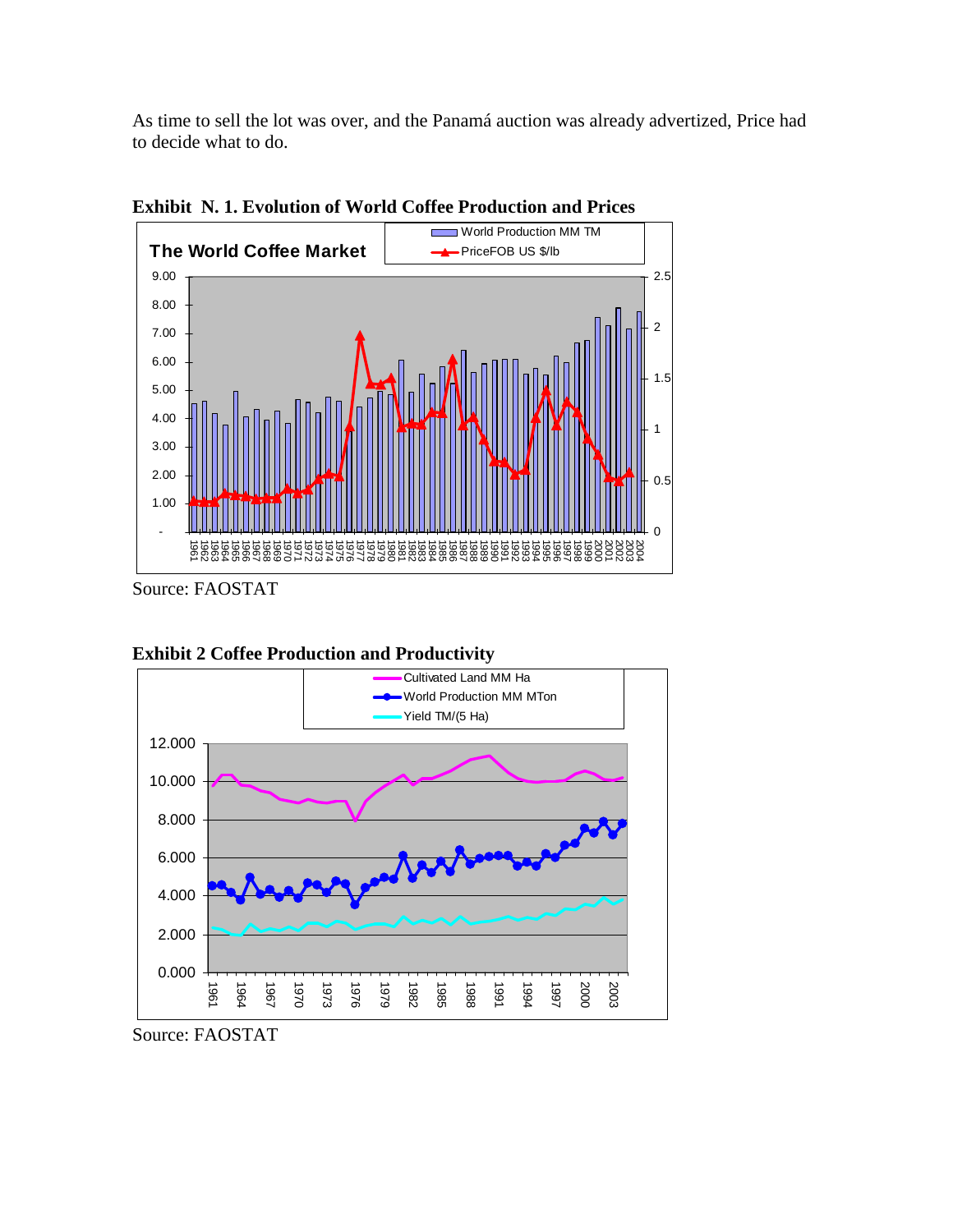As time to sell the lot was over, and the Panamá auction was already advertized, Price had to decide what to do.

**Exhibit N. 1. Evolution of World Coffee Production and Prices**

Source: FAOSTAT

**Exhibit 2 Coffee Production and Productivity**

Source: FAOSTAT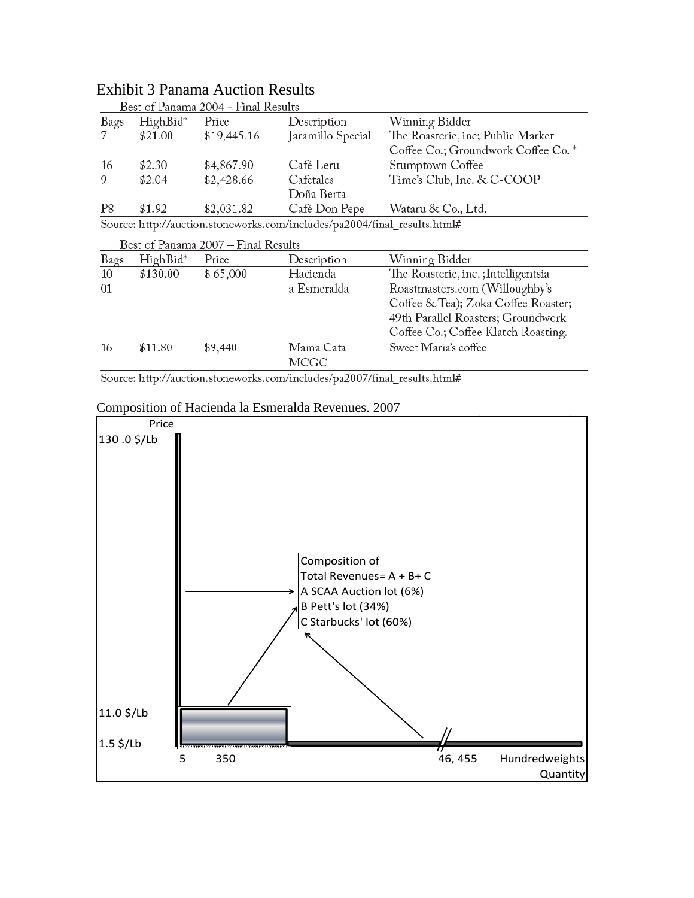## Exhibit 3 Panama Auction Results

Best of Panama 2004 - Final Results

| Bags | HighBid* | Price | Description | Winning Bidder |
|---|---|---|---|---|
| 7 | $21.00 | $19,445.16 | Jaramillo Special | The Roasterie, inc; Public Market Coffee Co.; Groundwork Coffee Co. * |
| 16 | $2.30 | $4,867.90 | Café Leru | Stumptown Coffee |
| 9 | $2.04 | $2,428.66 | Cafetales Doña Berta | Time's Club, Inc. & C-COOP |
| P8 | $1.92 | $2,031.82 | Café Don Pepe | Wataru & Co., Ltd. |

Source: http://auction.stoneworks.com/includes/pa2004/final_results.html#

Best of Panama 2007 – Final Results

| Bags | HighBid* | Price | Description | Winning Bidder |
|---|---|---|---|---|
| 10 01 | $130.00 | $ 65,000 | Hacienda a Esmeralda | The Roasterie, inc. ;Intelligentsia Roastmasters.com (Willoughby's Coffee & Tea); Zoka Coffee Roaster; 49th Parallel Roasters; Groundwork Coffee Co.; Coffee Klatch Roasting. |
| 16 | $11.80 | $9,440 | Mama Cata MCGC | Sweet Maria's coffee |

Source: http://auction.stoneworks.com/includes/pa2007/final_results.html#

Composition of Hacienda la Esmeralda Revenues. 2007

Price

130 .0 $/Lb

Composition of
Total Revenues= A + B+ C
A SCAA Auction lot (6%)
B Pett's lot (34%)
C Starbucks' lot (60%)

11.0 $/Lb

1.5 $/Lb

5 350 46, 455 Hundredweights

Quantity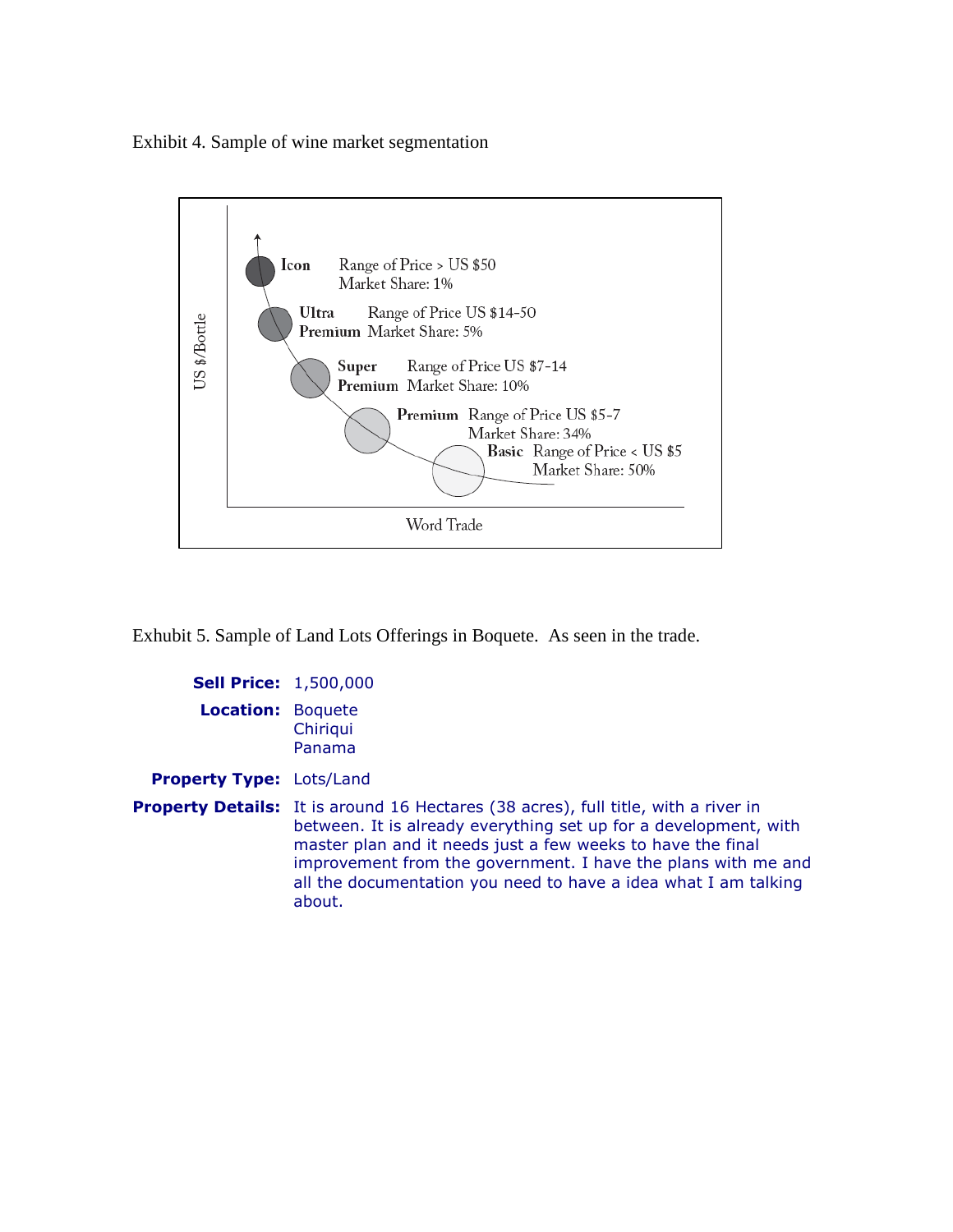Exhibit 4. Sample of wine market segmentation

US $/Bottle

**Icon** Range of Price > US $50
Market Share: 1%

**Ultra Premium** Range of Price US $14-50
Market Share: 5%

**Super Premium** Range of Price US $7-14
Market Share: 10%

**Premium** Range of Price US $5-7
Market Share: 34%

**Basic** Range of Price < US $5
Market Share: 50%

Word Trade

Exhubit 5. Sample of Land Lots Offerings in Boquete. As seen in the trade.

**Sell Price:** 1,500,000

**Location:** Boquete
Chiriqui
Panama

**Property Type:** Lots/Land

**Property Details:** It is around 16 Hectares (38 acres), full title, with a river in between. It is already everything set up for a development, with master plan and it needs just a few weeks to have the final improvement from the government. I have the plans with me and all the documentation you need to have a idea what I am talking about.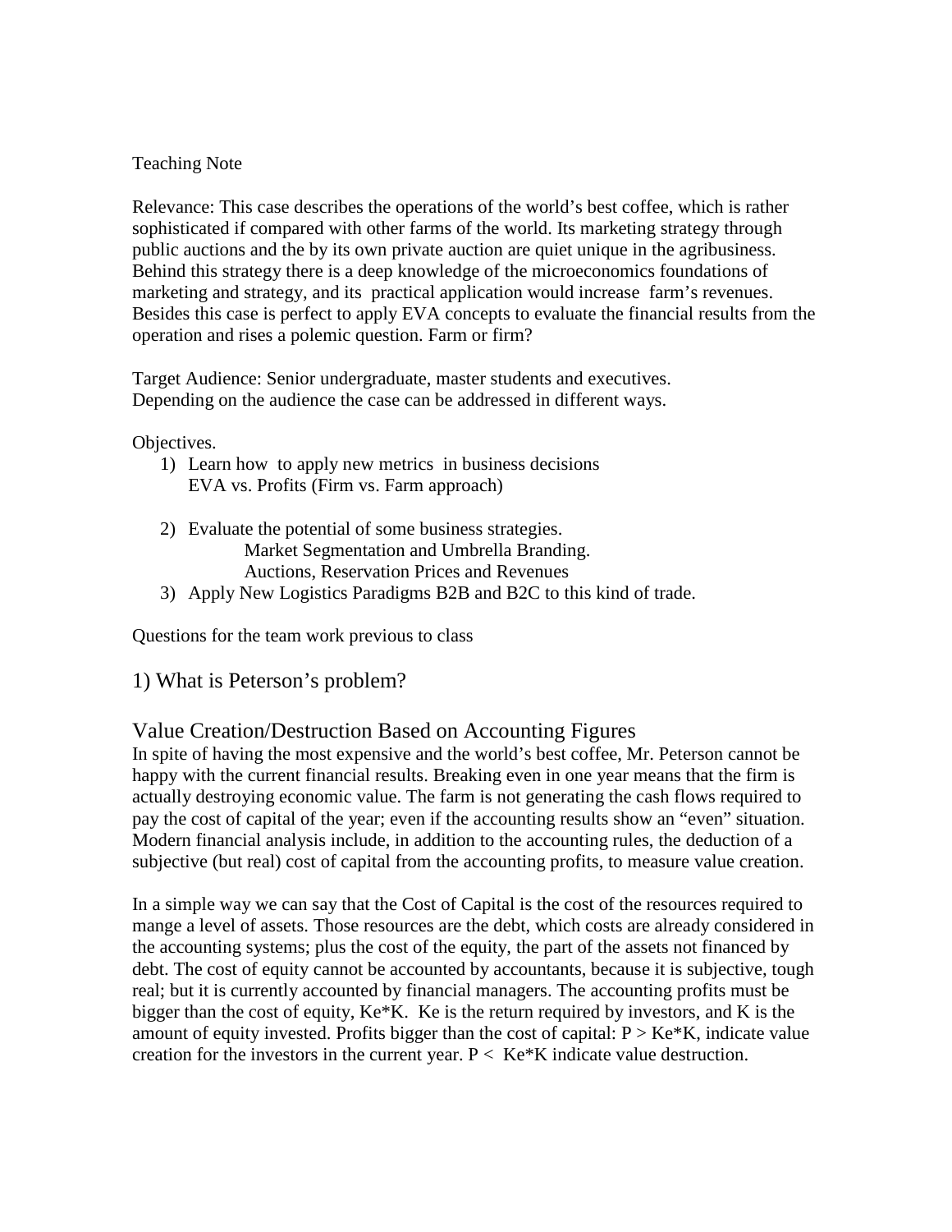Teaching Note

Relevance: This case describes the operations of the world's best coffee, which is rather sophisticated if compared with other farms of the world. Its marketing strategy through public auctions and the by its own private auction are quiet unique in the agribusiness. Behind this strategy there is a deep knowledge of the microeconomics foundations of marketing and strategy, and its practical application would increase farm's revenues. Besides this case is perfect to apply EVA concepts to evaluate the financial results from the operation and rises a polemic question. Farm or firm?

Target Audience: Senior undergraduate, master students and executives.
Depending on the audience the case can be addressed in different ways.

Objectives.

1) Learn how to apply new metrics in business decisions
   EVA vs. Profits (Firm vs. Farm approach)

2) Evaluate the potential of some business strategies.
   Market Segmentation and Umbrella Branding.
   Auctions, Reservation Prices and Revenues
3) Apply New Logistics Paradigms B2B and B2C to this kind of trade.

Questions for the team work previous to class

## 1) What is Peterson's problem?

## Value Creation/Destruction Based on Accounting Figures

In spite of having the most expensive and the world's best coffee, Mr. Peterson cannot be happy with the current financial results. Breaking even in one year means that the firm is actually destroying economic value. The farm is not generating the cash flows required to pay the cost of capital of the year; even if the accounting results show an "even" situation. Modern financial analysis include, in addition to the accounting rules, the deduction of a subjective (but real) cost of capital from the accounting profits, to measure value creation.

In a simple way we can say that the Cost of Capital is the cost of the resources required to mange a level of assets. Those resources are the debt, which costs are already considered in the accounting systems; plus the cost of the equity, the part of the assets not financed by debt. The cost of equity cannot be accounted by accountants, because it is subjective, tough real; but it is currently accounted by financial managers. The accounting profits must be bigger than the cost of equity, $Ke*K$. Ke is the return required by investors, and K is the amount of equity invested. Profits bigger than the cost of capital: $P > Ke*K$, indicate value creation for the investors in the current year. $P < Ke*K$ indicate value destruction.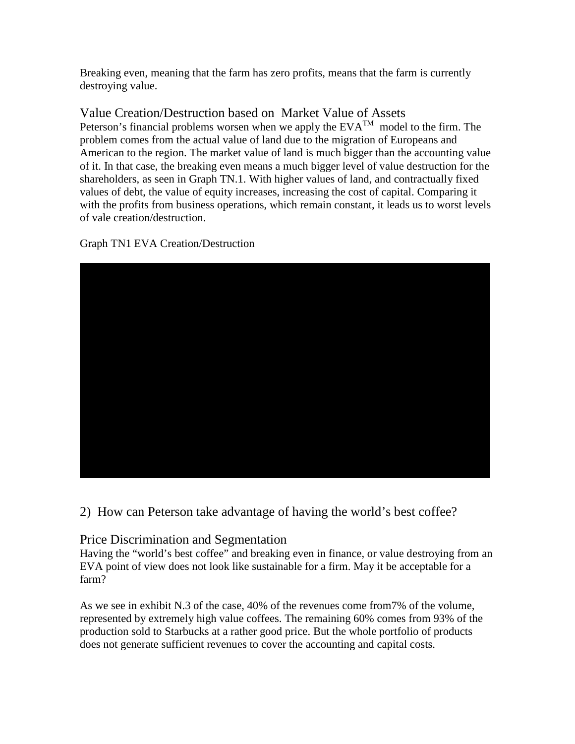Breaking even, meaning that the farm has zero profits, means that the farm is currently destroying value.

## Value Creation/Destruction based on Market Value of Assets

Peterson's financial problems worsen when we apply the EVA$^{TM}$ model to the firm. The problem comes from the actual value of land due to the migration of Europeans and American to the region. The market value of land is much bigger than the accounting value of it. In that case, the breaking even means a much bigger level of value destruction for the shareholders, as seen in Graph TN.1. With higher values of land, and contractually fixed values of debt, the value of equity increases, increasing the cost of capital. Comparing it with the profits from business operations, which remain constant, it leads us to worst levels of vale creation/destruction.

Graph TN1 EVA Creation/Destruction

# 2) How can Peterson take advantage of having the world's best coffee?

## Price Discrimination and Segmentation

Having the "world's best coffee" and breaking even in finance, or value destroying from an EVA point of view does not look like sustainable for a firm. May it be acceptable for a farm?

As we see in exhibit N.3 of the case, 40% of the revenues come from7% of the volume, represented by extremely high value coffees. The remaining 60% comes from 93% of the production sold to Starbucks at a rather good price. But the whole portfolio of products does not generate sufficient revenues to cover the accounting and capital costs.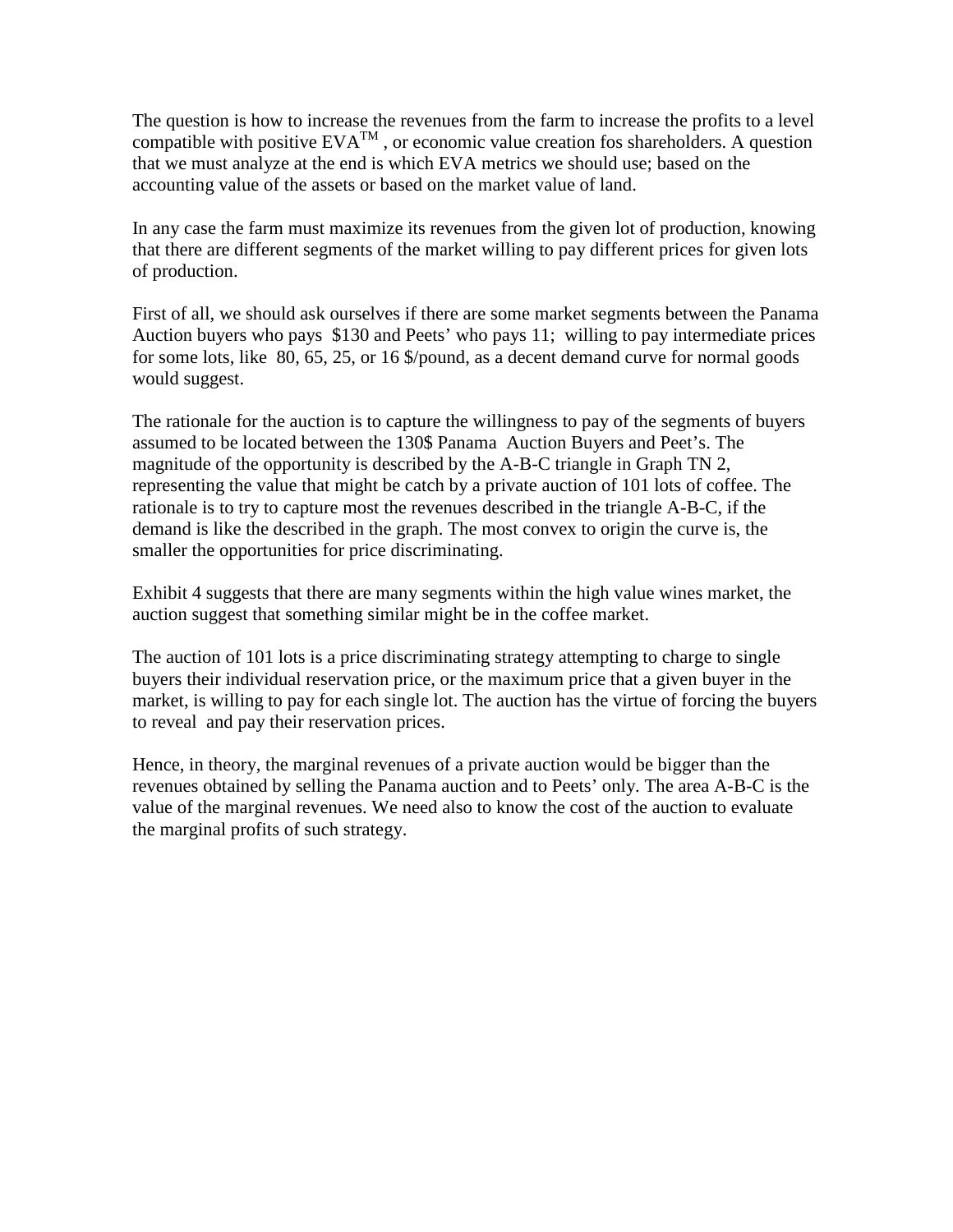The question is how to increase the revenues from the farm to increase the profits to a level compatible with positive $EVA^{TM}$ , or economic value creation fos shareholders. A question that we must analyze at the end is which EVA metrics we should use; based on the accounting value of the assets or based on the market value of land.

In any case the farm must maximize its revenues from the given lot of production, knowing that there are different segments of the market willing to pay different prices for given lots of production.

First of all, we should ask ourselves if there are some market segments between the Panama Auction buyers who pays $130 and Peets' who pays 11; willing to pay intermediate prices for some lots, like 80, 65, 25, or 16 $/pound, as a decent demand curve for normal goods would suggest.

The rationale for the auction is to capture the willingness to pay of the segments of buyers assumed to be located between the 130$ Panama Auction Buyers and Peet's. The magnitude of the opportunity is described by the A-B-C triangle in Graph TN 2, representing the value that might be catch by a private auction of 101 lots of coffee. The rationale is to try to capture most the revenues described in the triangle A-B-C, if the demand is like the described in the graph. The most convex to origin the curve is, the smaller the opportunities for price discriminating.

Exhibit 4 suggests that there are many segments within the high value wines market, the auction suggest that something similar might be in the coffee market.

The auction of 101 lots is a price discriminating strategy attempting to charge to single buyers their individual reservation price, or the maximum price that a given buyer in the market, is willing to pay for each single lot. The auction has the virtue of forcing the buyers to reveal and pay their reservation prices.

Hence, in theory, the marginal revenues of a private auction would be bigger than the revenues obtained by selling the Panama auction and to Peets' only. The area A-B-C is the value of the marginal revenues. We need also to know the cost of the auction to evaluate the marginal profits of such strategy.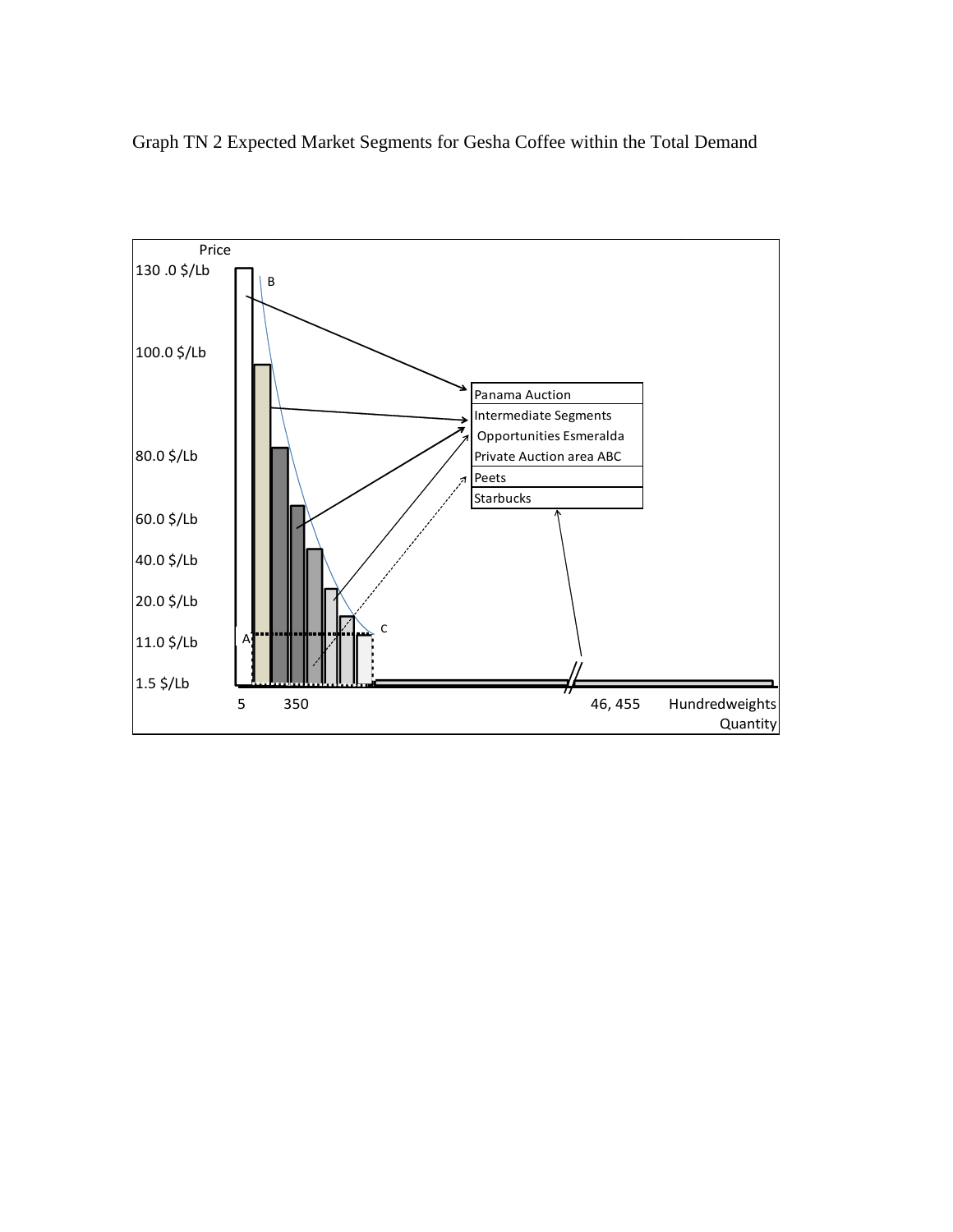Graph TN 2 Expected Market Segments for Gesha Coffee within the Total Demand

Price

130 .0 $/Lb

100.0 $/Lb

80.0 $/Lb

60.0 $/Lb

40.0 $/Lb

20.0 $/Lb

11.0 $/Lb

1.5 $/Lb

B

A

C

Panama Auction

Intermediate Segments

Opportunities Esmeralda

Private Auction area ABC

Peets

Starbucks

5 350 46, 455 Hundredweights Quantity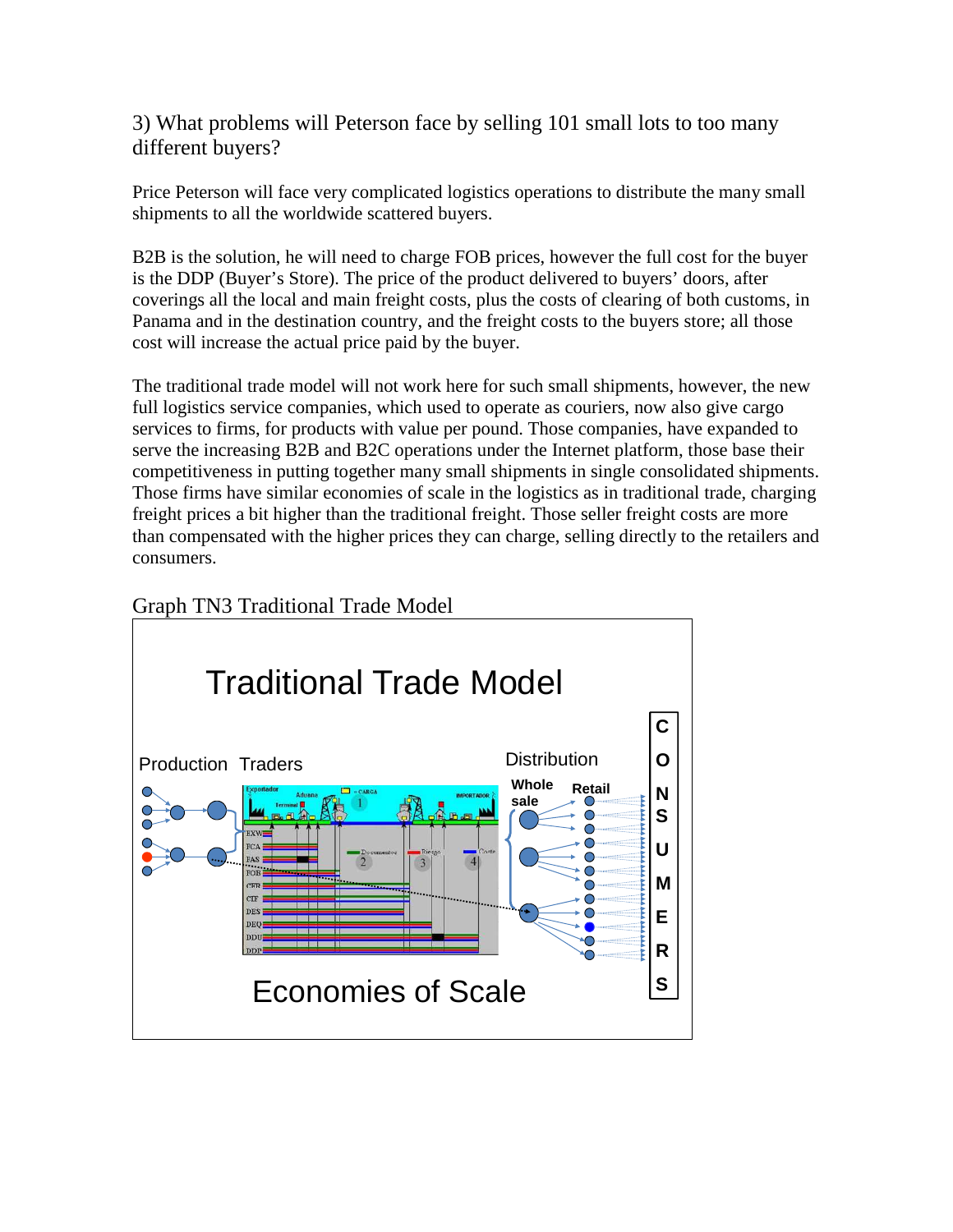3) What problems will Peterson face by selling 101 small lots to too many different buyers?

Price Peterson will face very complicated logistics operations to distribute the many small shipments to all the worldwide scattered buyers.

B2B is the solution, he will need to charge FOB prices, however the full cost for the buyer is the DDP (Buyer's Store). The price of the product delivered to buyers' doors, after coverings all the local and main freight costs, plus the costs of clearing of both customs, in Panama and in the destination country, and the freight costs to the buyers store; all those cost will increase the actual price paid by the buyer.

The traditional trade model will not work here for such small shipments, however, the new full logistics service companies, which used to operate as couriers, now also give cargo services to firms, for products with value per pound. Those companies, have expanded to serve the increasing B2B and B2C operations under the Internet platform, those base their competitiveness in putting together many small shipments in single consolidated shipments. Those firms have similar economies of scale in the logistics as in traditional trade, charging freight prices a bit higher than the traditional freight. Those seller freight costs are more than compensated with the higher prices they can charge, selling directly to the retailers and consumers.

Graph TN3 Traditional Trade Model

Traditional Trade Model

Production Traders

Distribution

Whole sale Retail

CONSUMERS

EXW FCA FAS FOB CFR CIF DES DEQ DDU DDP

Economies of Scale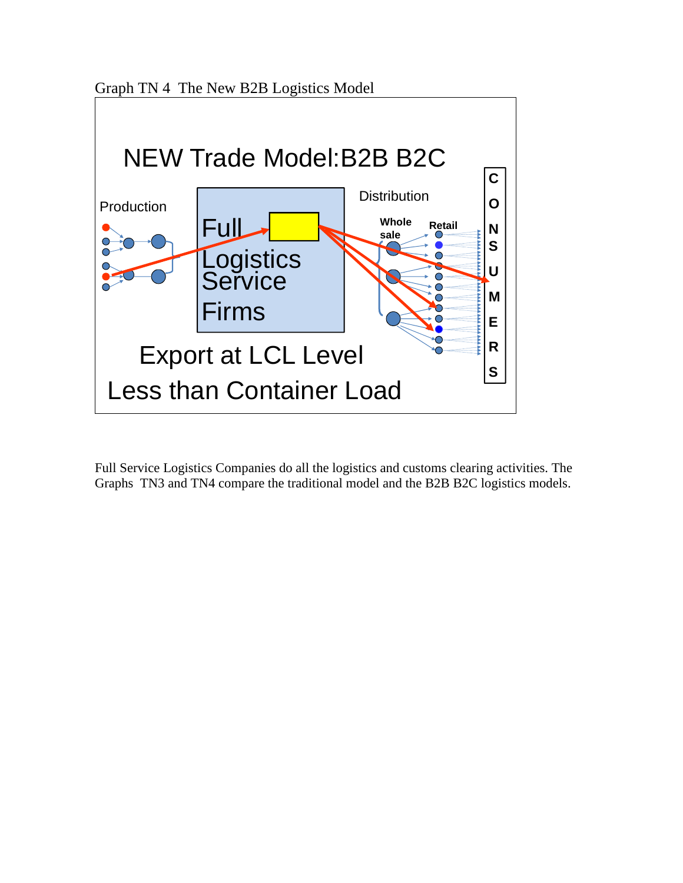Graph TN 4 The New B2B Logistics Model

NEW Trade Model:B2B B2C

Production

Full Logistics Service Firms

Distribution

Whole sale

Retail

CONSUMERS

Export at LCL Level

Less than Container Load

Full Service Logistics Companies do all the logistics and customs clearing activities. The Graphs TN3 and TN4 compare the traditional model and the B2B B2C logistics models.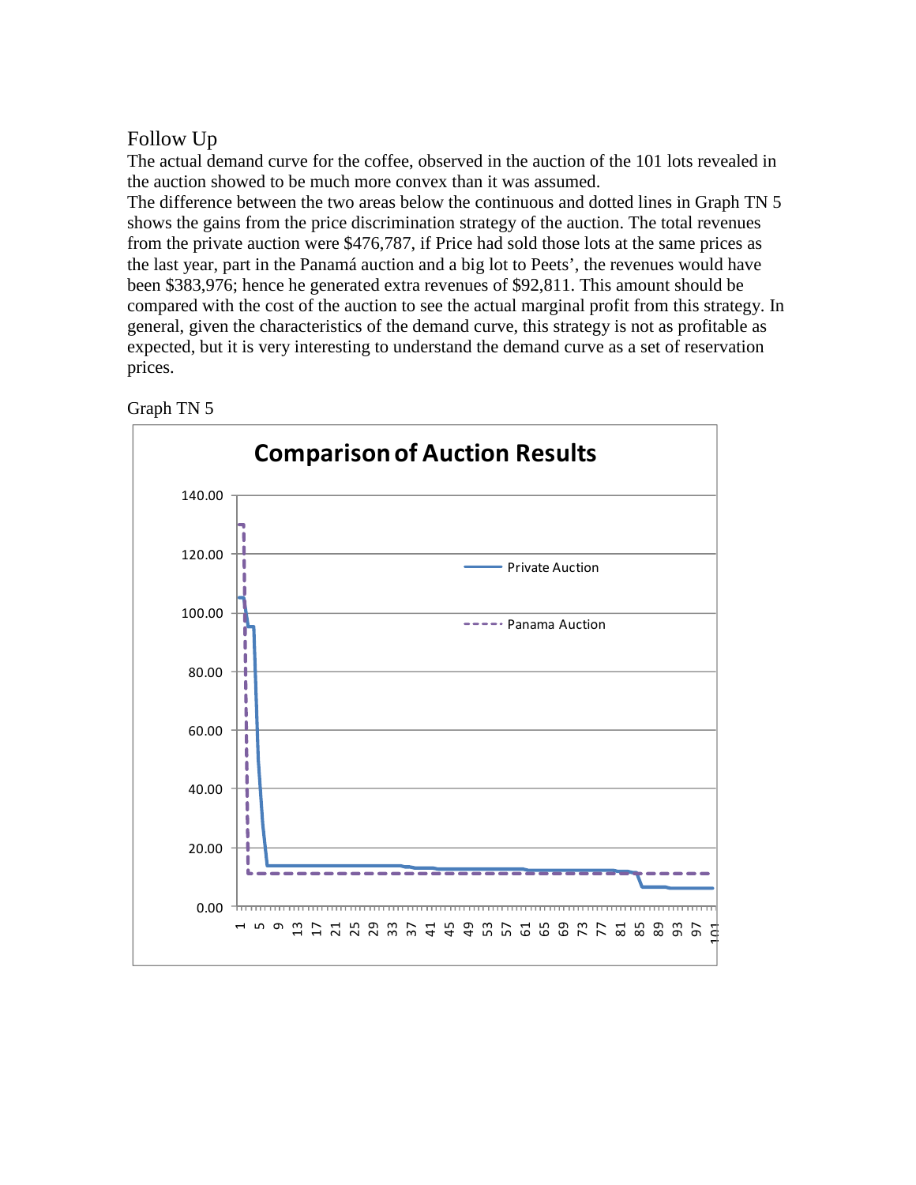## Follow Up

The actual demand curve for the coffee, observed in the auction of the 101 lots revealed in the auction showed to be much more convex than it was assumed.

The difference between the two areas below the continuous and dotted lines in Graph TN 5 shows the gains from the price discrimination strategy of the auction. The total revenues from the private auction were $476,787, if Price had sold those lots at the same prices as the last year, part in the Panamá auction and a big lot to Peets', the revenues would have been $383,976; hence he generated extra revenues of $92,811. This amount should be compared with the cost of the auction to see the actual marginal profit from this strategy. In general, given the characteristics of the demand curve, this strategy is not as profitable as expected, but it is very interesting to understand the demand curve as a set of reservation prices.

Graph TN 5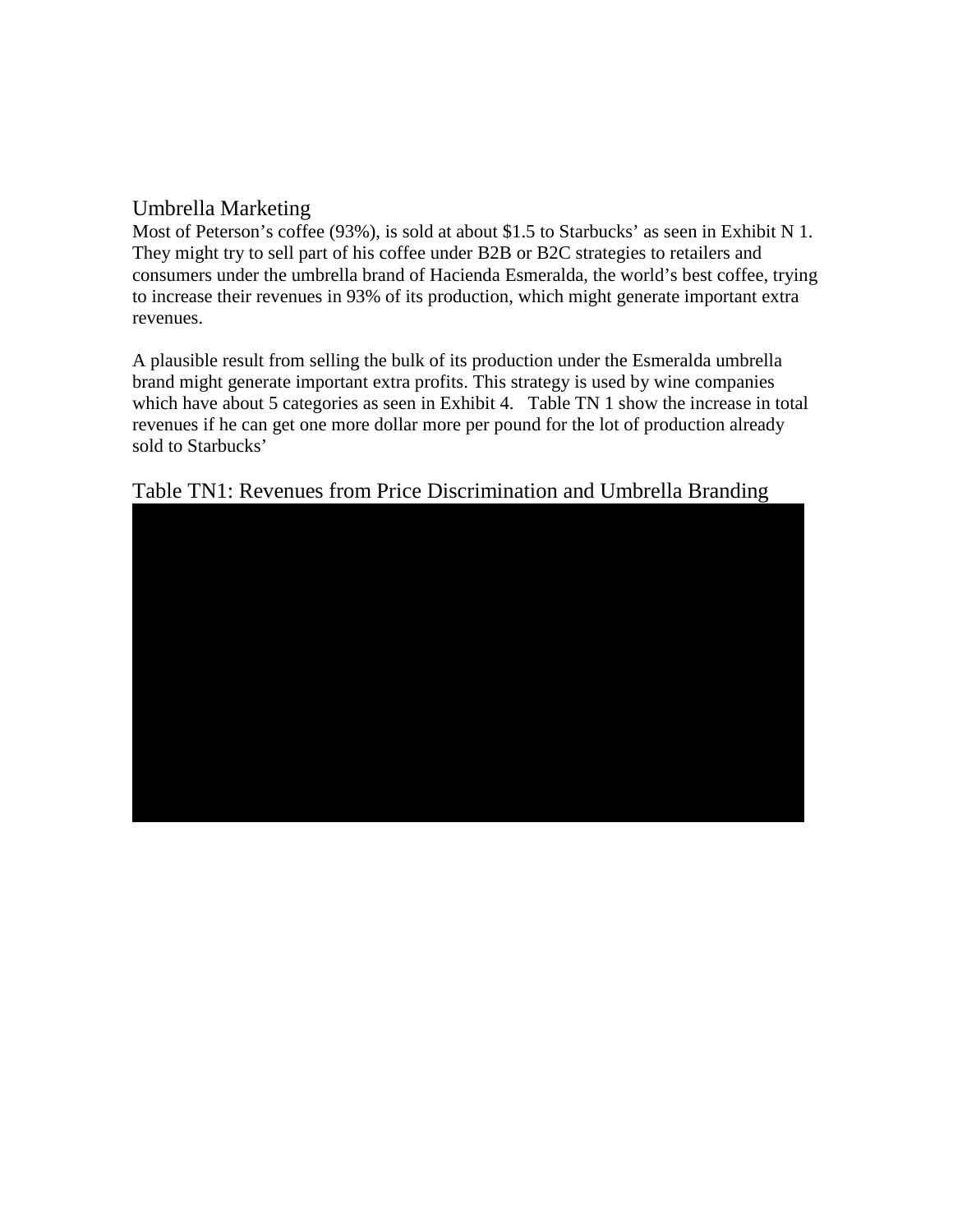## Umbrella Marketing

Most of Peterson's coffee (93%), is sold at about $1.5 to Starbucks' as seen in Exhibit N 1. They might try to sell part of his coffee under B2B or B2C strategies to retailers and consumers under the umbrella brand of Hacienda Esmeralda, the world's best coffee, trying to increase their revenues in 93% of its production, which might generate important extra revenues.

A plausible result from selling the bulk of its production under the Esmeralda umbrella brand might generate important extra profits. This strategy is used by wine companies which have about 5 categories as seen in Exhibit 4. Table TN 1 show the increase in total revenues if he can get one more dollar more per pound for the lot of production already sold to Starbucks'

## Table TN1: Revenues from Price Discrimination and Umbrella Branding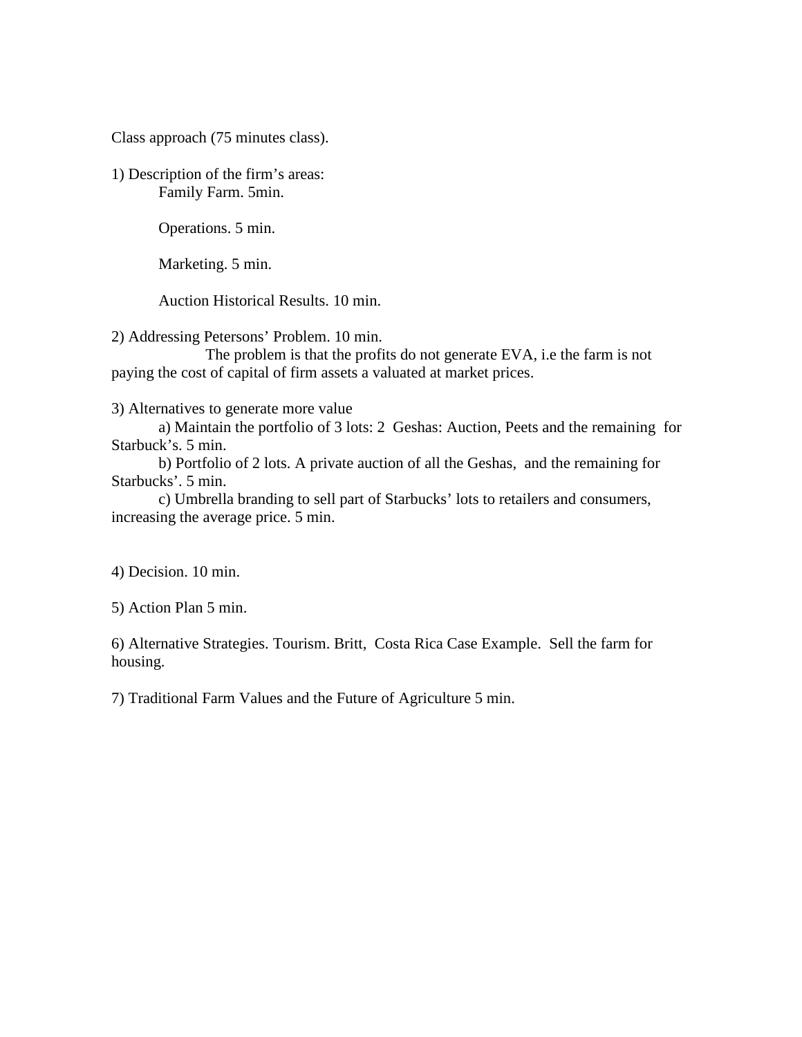Class approach (75 minutes class).

1) Description of the firm's areas:

Family Farm. 5min.

Operations. 5 min.

Marketing. 5 min.

Auction Historical Results. 10 min.

2) Addressing Petersons' Problem. 10 min.

The problem is that the profits do not generate EVA, i.e the farm is not paying the cost of capital of firm assets a valuated at market prices.

3) Alternatives to generate more value

a) Maintain the portfolio of 3 lots: 2 Geshas: Auction, Peets and the remaining for Starbuck's. 5 min.

b) Portfolio of 2 lots. A private auction of all the Geshas, and the remaining for Starbucks'. 5 min.

c) Umbrella branding to sell part of Starbucks' lots to retailers and consumers, increasing the average price. 5 min.

4) Decision. 10 min.

5) Action Plan 5 min.

6) Alternative Strategies. Tourism. Britt, Costa Rica Case Example. Sell the farm for housing.

7) Traditional Farm Values and the Future of Agriculture 5 min.